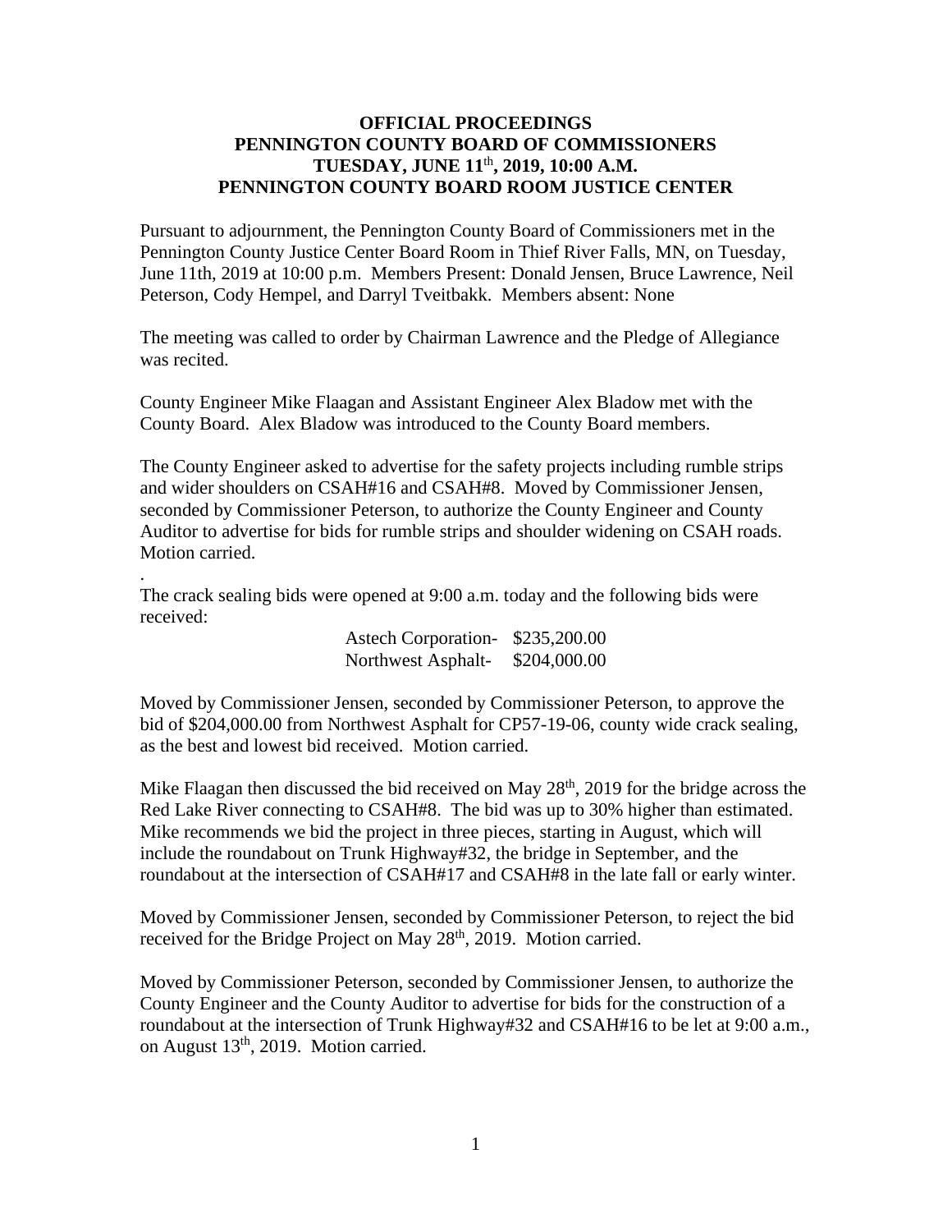**OFFICIAL PROCEEDINGS**
**PENNINGTON COUNTY BOARD OF COMMISSIONERS**
**TUESDAY, JUNE 11th, 2019, 10:00 A.M.**
**PENNINGTON COUNTY BOARD ROOM JUSTICE CENTER**

Pursuant to adjournment, the Pennington County Board of Commissioners met in the Pennington County Justice Center Board Room in Thief River Falls, MN, on Tuesday, June 11th, 2019 at 10:00 p.m. Members Present: Donald Jensen, Bruce Lawrence, Neil Peterson, Cody Hempel, and Darryl Tveitbakk. Members absent: None

The meeting was called to order by Chairman Lawrence and the Pledge of Allegiance was recited.

County Engineer Mike Flaagan and Assistant Engineer Alex Bladow met with the County Board. Alex Bladow was introduced to the County Board members.

The County Engineer asked to advertise for the safety projects including rumble strips and wider shoulders on CSAH#16 and CSAH#8. Moved by Commissioner Jensen, seconded by Commissioner Peterson, to authorize the County Engineer and County Auditor to advertise for bids for rumble strips and shoulder widening on CSAH roads. Motion carried.

.
The crack sealing bids were opened at 9:00 a.m. today and the following bids were received:

| | |
|---|---|
| Astech Corporation- | $235,200.00 |
| Northwest Asphalt- | $204,000.00 |

Moved by Commissioner Jensen, seconded by Commissioner Peterson, to approve the bid of $204,000.00 from Northwest Asphalt for CP57-19-06, county wide crack sealing, as the best and lowest bid received. Motion carried.

Mike Flaagan then discussed the bid received on May 28th, 2019 for the bridge across the Red Lake River connecting to CSAH#8. The bid was up to 30% higher than estimated. Mike recommends we bid the project in three pieces, starting in August, which will include the roundabout on Trunk Highway#32, the bridge in September, and the roundabout at the intersection of CSAH#17 and CSAH#8 in the late fall or early winter.

Moved by Commissioner Jensen, seconded by Commissioner Peterson, to reject the bid received for the Bridge Project on May 28th, 2019. Motion carried.

Moved by Commissioner Peterson, seconded by Commissioner Jensen, to authorize the County Engineer and the County Auditor to advertise for bids for the construction of a roundabout at the intersection of Trunk Highway#32 and CSAH#16 to be let at 9:00 a.m., on August 13th, 2019. Motion carried.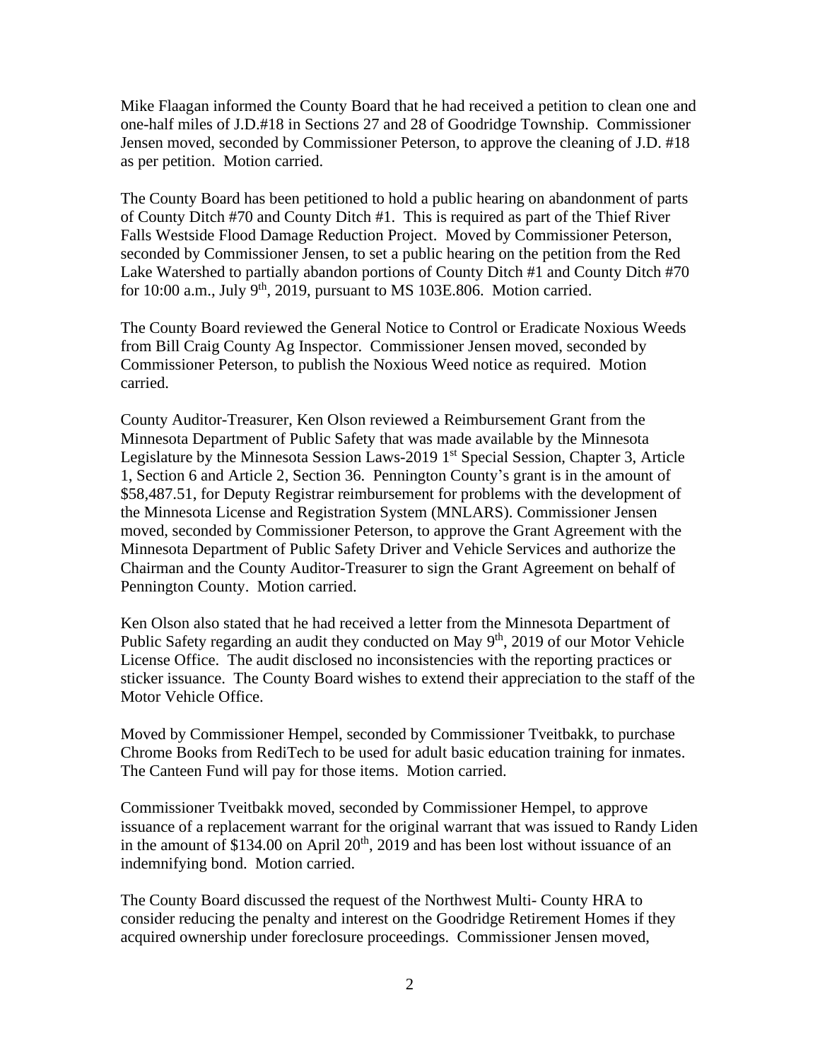Mike Flaagan informed the County Board that he had received a petition to clean one and one-half miles of J.D.#18 in Sections 27 and 28 of Goodridge Township. Commissioner Jensen moved, seconded by Commissioner Peterson, to approve the cleaning of J.D. #18 as per petition. Motion carried.

The County Board has been petitioned to hold a public hearing on abandonment of parts of County Ditch #70 and County Ditch #1. This is required as part of the Thief River Falls Westside Flood Damage Reduction Project. Moved by Commissioner Peterson, seconded by Commissioner Jensen, to set a public hearing on the petition from the Red Lake Watershed to partially abandon portions of County Ditch #1 and County Ditch #70 for 10:00 a.m., July 9th, 2019, pursuant to MS 103E.806. Motion carried.

The County Board reviewed the General Notice to Control or Eradicate Noxious Weeds from Bill Craig County Ag Inspector. Commissioner Jensen moved, seconded by Commissioner Peterson, to publish the Noxious Weed notice as required. Motion carried.

County Auditor-Treasurer, Ken Olson reviewed a Reimbursement Grant from the Minnesota Department of Public Safety that was made available by the Minnesota Legislature by the Minnesota Session Laws-2019 1st Special Session, Chapter 3, Article 1, Section 6 and Article 2, Section 36. Pennington County's grant is in the amount of $58,487.51, for Deputy Registrar reimbursement for problems with the development of the Minnesota License and Registration System (MNLARS). Commissioner Jensen moved, seconded by Commissioner Peterson, to approve the Grant Agreement with the Minnesota Department of Public Safety Driver and Vehicle Services and authorize the Chairman and the County Auditor-Treasurer to sign the Grant Agreement on behalf of Pennington County. Motion carried.

Ken Olson also stated that he had received a letter from the Minnesota Department of Public Safety regarding an audit they conducted on May 9th, 2019 of our Motor Vehicle License Office. The audit disclosed no inconsistencies with the reporting practices or sticker issuance. The County Board wishes to extend their appreciation to the staff of the Motor Vehicle Office.

Moved by Commissioner Hempel, seconded by Commissioner Tveitbakk, to purchase Chrome Books from RediTech to be used for adult basic education training for inmates. The Canteen Fund will pay for those items. Motion carried.

Commissioner Tveitbakk moved, seconded by Commissioner Hempel, to approve issuance of a replacement warrant for the original warrant that was issued to Randy Liden in the amount of $134.00 on April 20th, 2019 and has been lost without issuance of an indemnifying bond. Motion carried.

The County Board discussed the request of the Northwest Multi- County HRA to consider reducing the penalty and interest on the Goodridge Retirement Homes if they acquired ownership under foreclosure proceedings. Commissioner Jensen moved,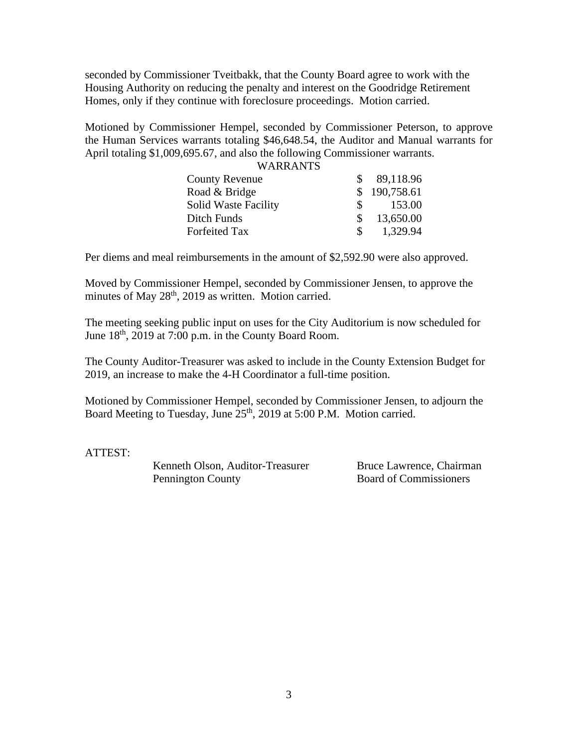seconded by Commissioner Tveitbakk, that the County Board agree to work with the Housing Authority on reducing the penalty and interest on the Goodridge Retirement Homes, only if they continue with foreclosure proceedings. Motion carried.

Motioned by Commissioner Hempel, seconded by Commissioner Peterson, to approve the Human Services warrants totaling $46,648.54, the Auditor and Manual warrants for April totaling $1,009,695.67, and also the following Commissioner warrants.

WARRANTS

| | | |
|---|---|---|
| County Revenue | $ | 89,118.96 |
| Road & Bridge | $ | 190,758.61 |
| Solid Waste Facility | $ | 153.00 |
| Ditch Funds | $ | 13,650.00 |
| Forfeited Tax | $ | 1,329.94 |

Per diems and meal reimbursements in the amount of $2,592.90 were also approved.

Moved by Commissioner Hempel, seconded by Commissioner Jensen, to approve the minutes of May 28th, 2019 as written. Motion carried.

The meeting seeking public input on uses for the City Auditorium is now scheduled for June 18th, 2019 at 7:00 p.m. in the County Board Room.

The County Auditor-Treasurer was asked to include in the County Extension Budget for 2019, an increase to make the 4-H Coordinator a full-time position.

Motioned by Commissioner Hempel, seconded by Commissioner Jensen, to adjourn the Board Meeting to Tuesday, June 25th, 2019 at 5:00 P.M. Motion carried.

ATTEST:

Kenneth Olson, Auditor-Treasurer
Pennington County

Bruce Lawrence, Chairman
Board of Commissioners